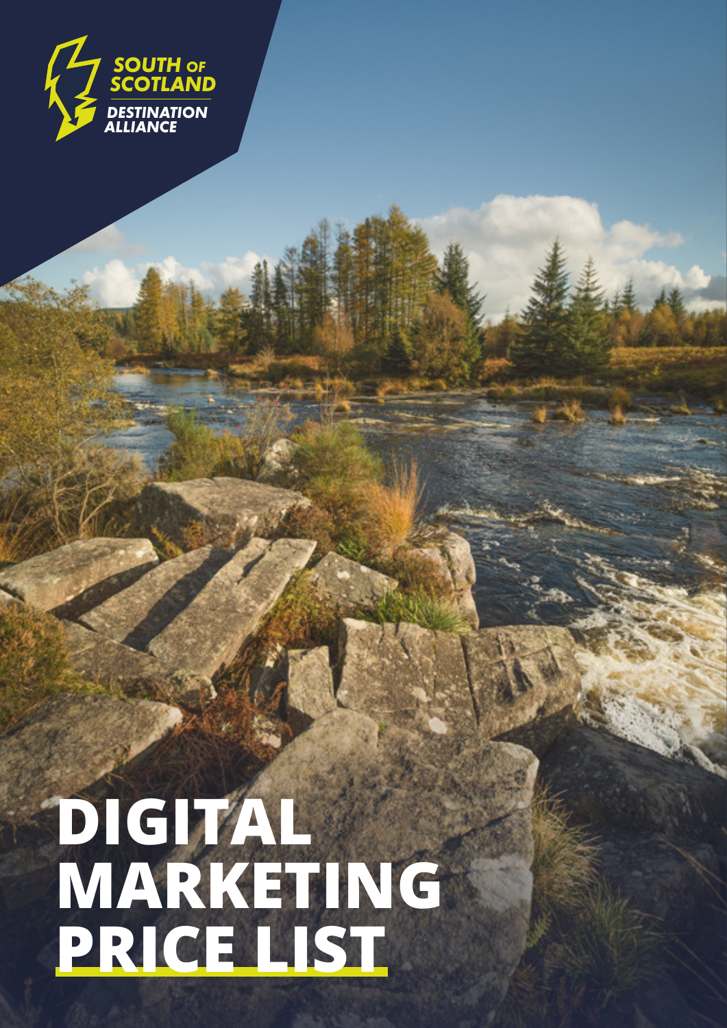SOUTH OF SCOTLAND

DESTINATION ALLIANCE

# DIGITAL MARKETING PRICE LIST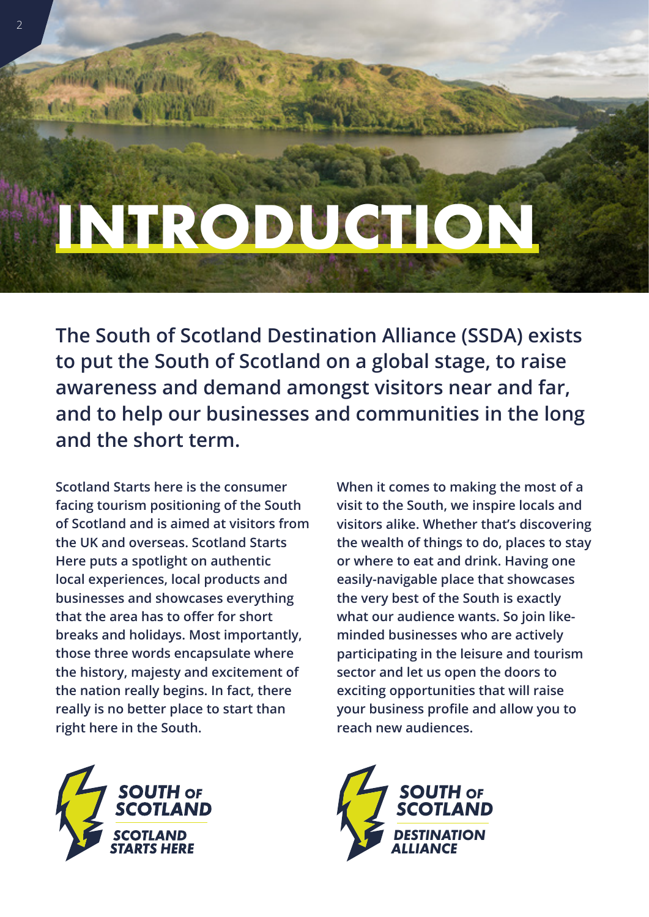# INTRODUCTION

**The South of Scotland Destination Alliance (SSDA) exists to put the South of Scotland on a global stage, to raise awareness and demand amongst visitors near and far, and to help our businesses and communities in the long and the short term.**

Scotland Starts here is the consumer facing tourism positioning of the South of Scotland and is aimed at visitors from the UK and overseas. Scotland Starts Here puts a spotlight on authentic local experiences, local products and businesses and showcases everything that the area has to offer for short breaks and holidays. Most importantly, those three words encapsulate where the history, majesty and excitement of the nation really begins. In fact, there really is no better place to start than right here in the South.

When it comes to making the most of a visit to the South, we inspire locals and visitors alike. Whether that's discovering the wealth of things to do, places to stay or where to eat and drink. Having one easily-navigable place that showcases the very best of the South is exactly what our audience wants. So join like-minded businesses who are actively participating in the leisure and tourism sector and let us open the doors to exciting opportunities that will raise your business profile and allow you to reach new audiences.

SOUTH OF SCOTLAND
SCOTLAND STARTS HERE

SOUTH OF SCOTLAND
DESTINATION ALLIANCE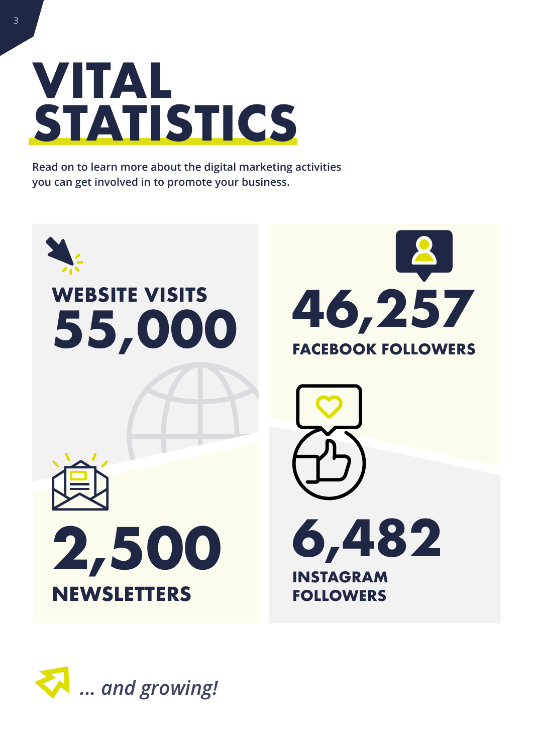# VITAL STATISTICS

**Read on to learn more about the digital marketing activities you can get involved in to promote your business.**

**WEBSITE VISITS**
**55,000**

**46,257**
**FACEBOOK FOLLOWERS**

**2,500**
**NEWSLETTERS**

**6,482**
**INSTAGRAM FOLLOWERS**

*... and growing!*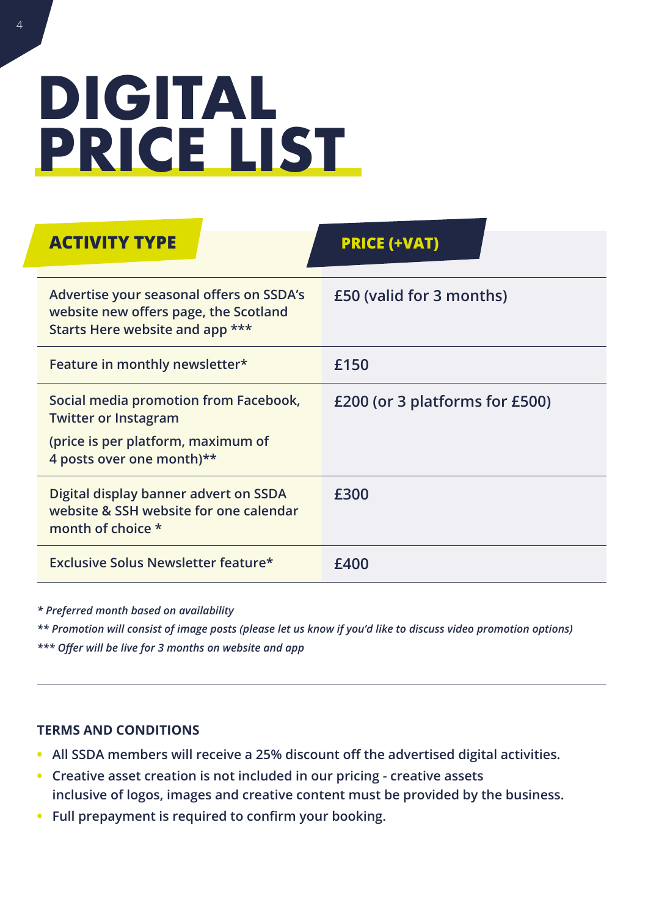# DIGITAL PRICE LIST

| ACTIVITY TYPE | PRICE (+VAT) |
|---|---|
| Advertise your seasonal offers on SSDA's website new offers page, the Scotland Starts Here website and app *** | £50 (valid for 3 months) |
| Feature in monthly newsletter* | £150 |
| Social media promotion from Facebook, Twitter or Instagram (price is per platform, maximum of 4 posts over one month)** | £200 (or 3 platforms for £500) |
| Digital display banner advert on SSDA website & SSH website for one calendar month of choice * | £300 |
| Exclusive Solus Newsletter feature* | £400 |

*\* Preferred month based on availability*

*\*\* Promotion will consist of image posts (please let us know if you'd like to discuss video promotion options)*

*\*\*\* Offer will be live for 3 months on website and app*

---

**TERMS AND CONDITIONS**

- All SSDA members will receive a 25% discount off the advertised digital activities.
- Creative asset creation is not included in our pricing - creative assets inclusive of logos, images and creative content must be provided by the business.
- Full prepayment is required to confirm your booking.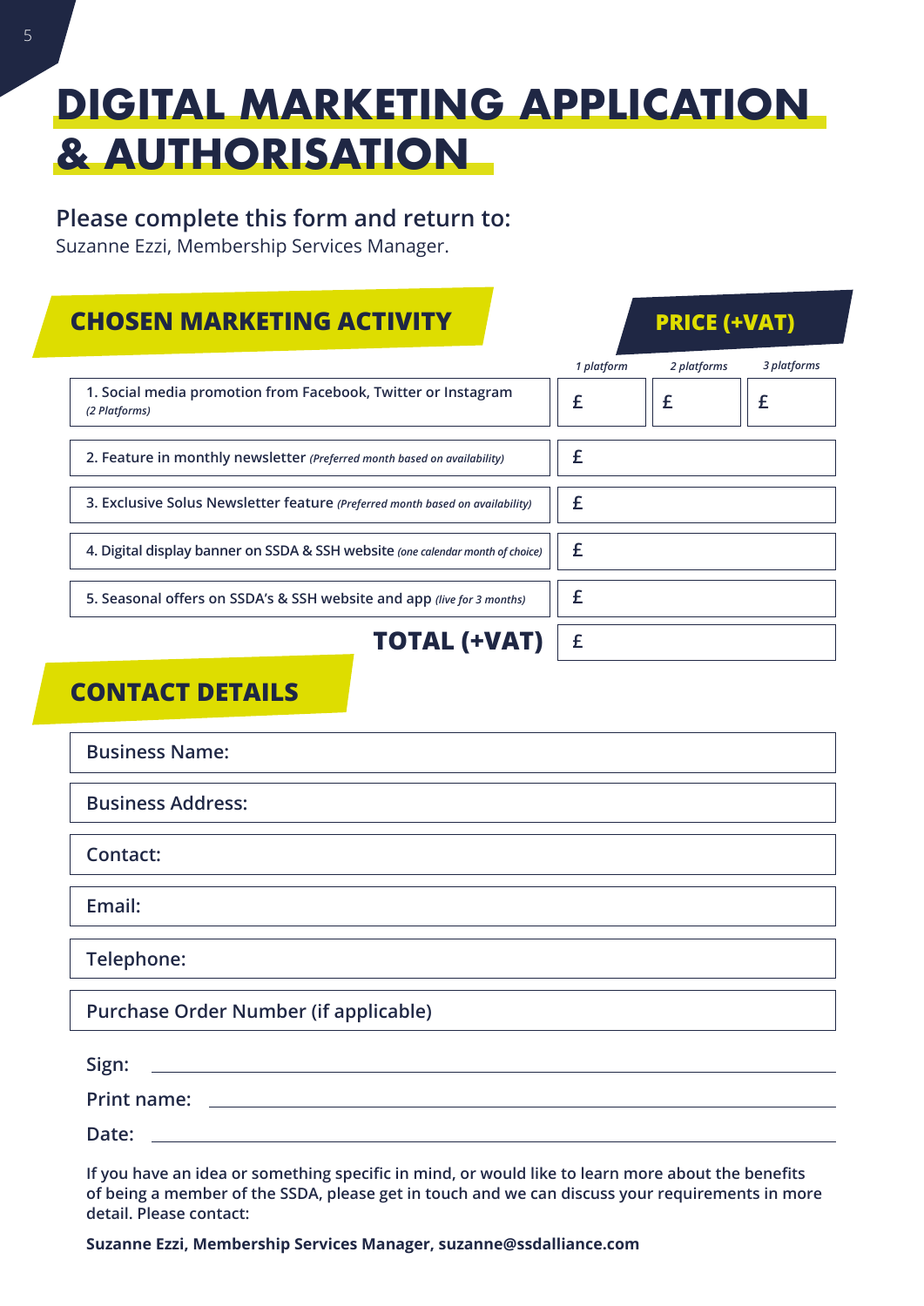# DIGITAL MARKETING APPLICATION & AUTHORISATION

## Please complete this form and return to:

Suzanne Ezzi, Membership Services Manager.

## CHOSEN MARKETING ACTIVITY

**PRICE (+VAT)**

| Activity | 1 platform | 2 platforms | 3 platforms |
|---|---|---|---|
| 1. Social media promotion from Facebook, Twitter or Instagram *(2 Platforms)* | £ | £ | £ |
| 2. Feature in monthly newsletter *(Preferred month based on availability)* | £ | | |
| 3. Exclusive Solus Newsletter feature *(Preferred month based on availability)* | £ | | |
| 4. Digital display banner on SSDA & SSH website *(one calendar month of choice)* | £ | | |
| 5. Seasonal offers on SSDA's & SSH website and app *(live for 3 months)* | £ | | |
| **TOTAL (+VAT)** | £ | | |

## CONTACT DETAILS

Business Name:

Business Address:

Contact:

Email:

Telephone:

Purchase Order Number (if applicable)

Sign: ______________________________

Print name: ______________________________

Date: ______________________________

**If you have an idea or something specific in mind, or would like to learn more about the benefits of being a member of the SSDA, please get in touch and we can discuss your requirements in more detail. Please contact:**

**Suzanne Ezzi, Membership Services Manager, suzanne@ssdalliance.com**